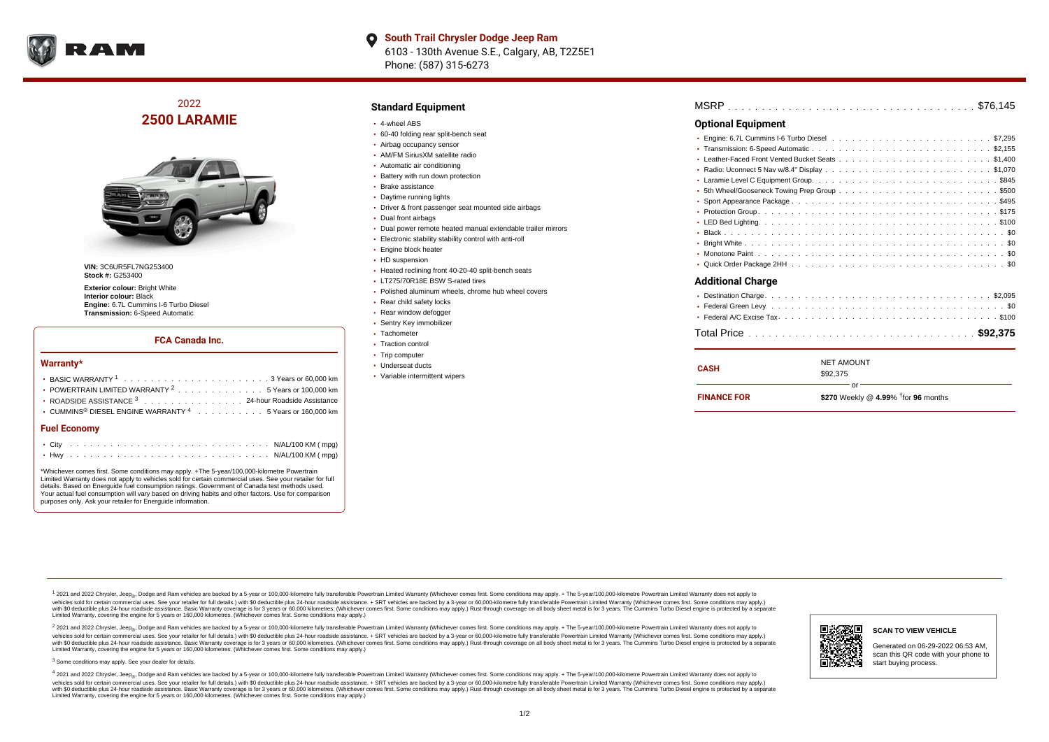**South Trail Chrysler Dodge Jeep Ram**
6103 - 130th Avenue S.E., Calgary, AB, T2Z5E1
Phone: (587) 315-6273

## 2022
## 2500 LARAMIE

**VIN:** 3C6UR5FL7NG253400
**Stock #:** G253400

**Exterior colour:** Bright White
**Interior colour:** Black
**Engine:** 6.7L Cummins I-6 Turbo Diesel
**Transmission:** 6-Speed Automatic

### FCA Canada Inc.

#### Warranty*

- BASIC WARRANTY [1] . . . . . 3 Years or 60,000 km
- POWERTRAIN LIMITED WARRANTY [2] . . . . . 5 Years or 100,000 km
- ROADSIDE ASSISTANCE [3] . . . . . 24-hour Roadside Assistance
- CUMMINS® DIESEL ENGINE WARRANTY [4] . . . . . 5 Years or 160,000 km

#### Fuel Economy

- City . . . . . N/AL/100 KM ( mpg)
- Hwy . . . . . N/AL/100 KM ( mpg)

*Whichever comes first. Some conditions may apply. +The 5-year/100,000-kilometre Powertrain Limited Warranty does not apply to vehicles sold for certain commercial uses. See your retailer for full details. Based on Energuide fuel consumption ratings. Government of Canada test methods used. Your actual fuel consumption will vary based on driving habits and other factors. Use for comparison purposes only. Ask your retailer for Energuide information.

### Standard Equipment

- 4-wheel ABS
- 60-40 folding rear split-bench seat
- Airbag occupancy sensor
- AM/FM SiriusXM satellite radio
- Automatic air conditioning
- Battery with run down protection
- Brake assistance
- Daytime running lights
- Driver & front passenger seat mounted side airbags
- Dual front airbags
- Dual power remote heated manual extendable trailer mirrors
- Electronic stability stability control with anti-roll
- Engine block heater
- HD suspension
- Heated reclining front 40-20-40 split-bench seats
- LT275/70R18E BSW S-rated tires
- Polished aluminum wheels, chrome hub wheel covers
- Rear child safety locks
- Rear window defogger
- Sentry Key immobilizer
- Tachometer
- Traction control
- Trip computer
- Underseat ducts
- Variable intermittent wipers

MSRP . . . . . $76,145

### Optional Equipment

- Engine: 6.7L Cummins I-6 Turbo Diesel . . . . . $7,295
- Transmission: 6-Speed Automatic . . . . . $2,155
- Leather-Faced Front Vented Bucket Seats . . . . . $1,400
- Radio: Uconnect 5 Nav w/8.4" Display . . . . . $1,070
- Laramie Level C Equipment Group . . . . . $845
- 5th Wheel/Gooseneck Towing Prep Group . . . . . $500
- Sport Appearance Package . . . . . $495
- Protection Group . . . . . $175
- LED Bed Lighting . . . . . $100
- Black . . . . . $0
- Bright White . . . . . $0
- Monotone Paint . . . . . $0
- Quick Order Package 2HH . . . . . $0

### Additional Charge

- Destination Charge . . . . . $2,095
- Federal Green Levy . . . . . $0
- Federal A/C Excise Tax . . . . . $100

Total Price . . . . . **$92,375**

| | |
|---|---|
| **CASH** | NET AMOUNT<br>$92,375 |
| | or |
| **FINANCE FOR** | **$270** Weekly @ **4.99**% †for **96** months |

[1] 2021 and 2022 Chrysler, Jeep®, Dodge and Ram vehicles are backed by a 5-year or 100,000-kilometre fully transferable Powertrain Limited Warranty (Whichever comes first. Some conditions may apply. + The 5-year/100,000-kilometre Powertrain Limited Warranty does not apply to vehicles sold for certain commercial uses. See your retailer for full details.) with $0 deductible plus 24-hour roadside assistance. + SRT vehicles are backed by a 3-year or 60,000-kilometre fully transferable Powertrain Limited Warranty (Whichever comes first. Some conditions may apply.) with $0 deductible plus 24-hour roadside assistance. Basic Warranty coverage is for 3 years or 60,000 kilometres. (Whichever comes first. Some conditions may apply.) Rust-through coverage on all body sheet metal is for 3 years. The Cummins Turbo Diesel engine is protected by a separate Limited Warranty, covering the engine for 5 years or 160,000 kilometres. (Whichever comes first. Some conditions may apply.)

[2] 2021 and 2022 Chrysler, Jeep®, Dodge and Ram vehicles are backed by a 5-year or 100,000-kilometre fully transferable Powertrain Limited Warranty (Whichever comes first. Some conditions may apply. + The 5-year/100,000-kilometre Powertrain Limited Warranty does not apply to vehicles sold for certain commercial uses. See your retailer for full details.) with $0 deductible plus 24-hour roadside assistance. + SRT vehicles are backed by a 3-year or 60,000-kilometre fully transferable Powertrain Limited Warranty (Whichever comes first. Some conditions may apply.) with $0 deductible plus 24-hour roadside assistance. Basic Warranty coverage is for 3 years or 60,000 kilometres. (Whichever comes first. Some conditions may apply.) Rust-through coverage on all body sheet metal is for 3 years. The Cummins Turbo Diesel engine is protected by a separate Limited Warranty, covering the engine for 5 years or 160,000 kilometres. (Whichever comes first. Some conditions may apply.)

[3] Some conditions may apply. See your dealer for details.

[4] 2021 and 2022 Chrysler, Jeep®, Dodge and Ram vehicles are backed by a 5-year or 100,000-kilometre fully transferable Powertrain Limited Warranty (Whichever comes first. Some conditions may apply. + The 5-year/100,000-kilometre Powertrain Limited Warranty does not apply to vehicles sold for certain commercial uses. See your retailer for full details.) with $0 deductible plus 24-hour roadside assistance. + SRT vehicles are backed by a 3-year or 60,000-kilometre fully transferable Powertrain Limited Warranty (Whichever comes first. Some conditions may apply.) with $0 deductible plus 24-hour roadside assistance. Basic Warranty coverage is for 3 years or 60,000 kilometres. (Whichever comes first. Some conditions may apply.) Rust-through coverage on all body sheet metal is for 3 years. The Cummins Turbo Diesel engine is protected by a separate Limited Warranty, covering the engine for 5 years or 160,000 kilometres. (Whichever comes first. Some conditions may apply.)

**SCAN TO VIEW VEHICLE**

Generated on 06-29-2022 06:53 AM, scan this QR code with your phone to start buying process.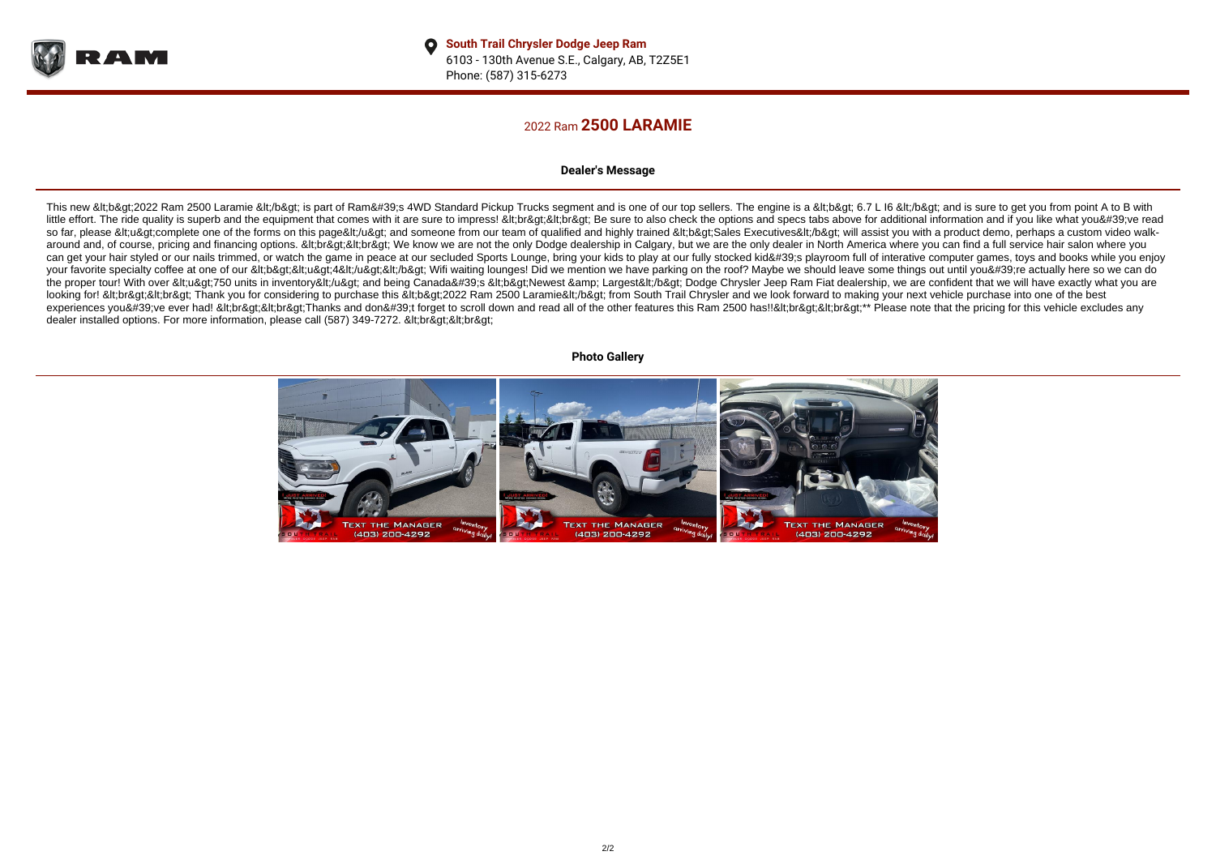**South Trail Chrysler Dodge Jeep Ram**
6103 - 130th Avenue S.E., Calgary, AB, T2Z5E1
Phone: (587) 315-6273

# 2022 Ram **2500 LARAMIE**

## Dealer's Message

This new &lt;b&gt;2022 Ram 2500 Laramie &lt;/b&gt; is part of Ram&#39;s 4WD Standard Pickup Trucks segment and is one of our top sellers. The engine is a &lt;b&gt; 6.7 L I6 &lt;/b&gt; and is sure to get you from point A to B with little effort. The ride quality is superb and the equipment that comes with it are sure to impress! &lt;br&gt;&lt;br&gt; Be sure to also check the options and specs tabs above for additional information and if you like what you&#39;ve read so far, please &lt;u&gt;complete one of the forms on this page&lt;/u&gt; and someone from our team of qualified and highly trained &lt;b&gt;Sales Executives&lt;/b&gt; will assist you with a product demo, perhaps a custom video walk-around and, of course, pricing and financing options. &lt;br&gt;&lt;br&gt; We know we are not the only Dodge dealership in Calgary, but we are the only dealer in North America where you can find a full service hair salon where you can get your hair styled or our nails trimmed, or watch the game in peace at our secluded Sports Lounge, bring your kids to play at our fully stocked kid&#39;s playroom full of interative computer games, toys and books while you enjoy your favorite specialty coffee at one of our &lt;b&gt;&lt;u&gt;4&lt;/u&gt;&lt;/b&gt; Wifi waiting lounges! Did we mention we have parking on the roof? Maybe we should leave some things out until you&#39;re actually here so we can do the proper tour! With over &lt;u&gt;750 units in inventory&lt;/u&gt; and being Canada&#39;s &lt;b&gt;Newest &amp; Largest&lt;/b&gt; Dodge Chrysler Jeep Ram Fiat dealership, we are confident that we will have exactly what you are looking for! &lt;br&gt;&lt;br&gt; Thank you for considering to purchase this &lt;b&gt;2022 Ram 2500 Laramie&lt;/b&gt; from South Trail Chrysler and we look forward to making your next vehicle purchase into one of the best experiences you&#39;ve ever had! &lt;br&gt;&lt;br&gt;Thanks and don&#39;t forget to scroll down and read all of the other features this Ram 2500 has!!&lt;br&gt;&lt;br&gt;** Please note that the pricing for this vehicle excludes any dealer installed options. For more information, please call (587) 349-7272. &lt;br&gt;&lt;br&gt;

## Photo Gallery